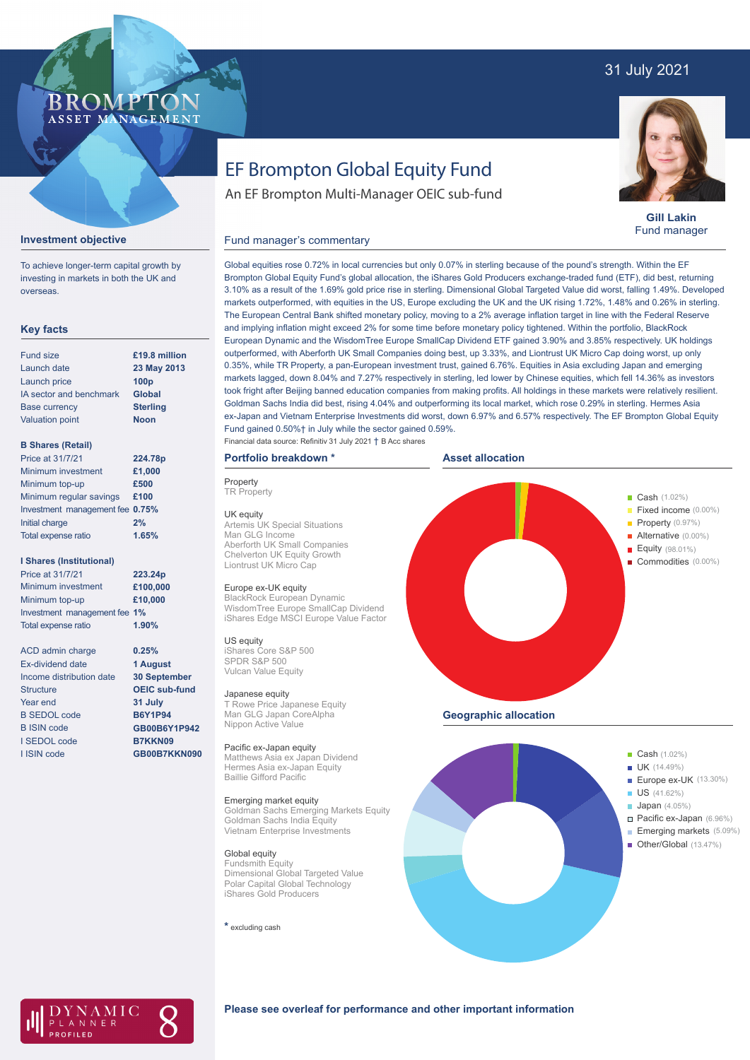31 July 2021

# EF Brompton Global Equity Fund

An EF Brompton Multi-Manager OEIC sub-fund

**Gill Lakin**
Fund manager

## Investment objective

To achieve longer-term capital growth by investing in markets in both the UK and overseas.

## Key facts

| | |
|---|---|
| Fund size | **£19.8 million** |
| Launch date | **23 May 2013** |
| Launch price | **100p** |
| IA sector and benchmark | **Global** |
| Base currency | **Sterling** |
| Valuation point | **Noon** |

**B Shares (Retail)**

| | |
|---|---|
| Price at 31/7/21 | **224.78p** |
| Minimum investment | **£1,000** |
| Minimum top-up | **£500** |
| Minimum regular savings | **£100** |
| Investment management fee | **0.75%** |
| Initial charge | **2%** |
| Total expense ratio | **1.65%** |

**I Shares (Institutional)**

| | |
|---|---|
| Price at 31/7/21 | **223.24p** |
| Minimum investment | **£100,000** |
| Minimum top-up | **£10,000** |
| Investment management fee | **1%** |
| Total expense ratio | **1.90%** |

| | |
|---|---|
| ACD admin charge | **0.25%** |
| Ex-dividend date | **1 August** |
| Income distribution date | **30 September** |
| Structure | **OEIC sub-fund** |
| Year end | **31 July** |
| B SEDOL code | **B6Y1P94** |
| B ISIN code | **GB00B6Y1P942** |
| I SEDOL code | **B7KKN09** |
| I ISIN code | **GB00B7KKN090** |

## Fund manager's commentary

Global equities rose 0.72% in local currencies but only 0.07% in sterling because of the pound's strength. Within the EF Brompton Global Equity Fund's global allocation, the iShares Gold Producers exchange-traded fund (ETF), did best, returning 3.10% as a result of the 1.69% gold price rise in sterling. Dimensional Global Targeted Value did worst, falling 1.49%. Developed markets outperformed, with equities in the US, Europe excluding the UK and the UK rising 1.72%, 1.48% and 0.26% in sterling. The European Central Bank shifted monetary policy, moving to a 2% average inflation target in line with the Federal Reserve and implying inflation might exceed 2% for some time before monetary policy tightened. Within the portfolio, BlackRock European Dynamic and the WisdomTree Europe SmallCap Dividend ETF gained 3.90% and 3.85% respectively. UK holdings outperformed, with Aberforth UK Small Companies doing best, up 3.33%, and Liontrust UK Micro Cap doing worst, up only 0.35%, while TR Property, a pan-European investment trust, gained 6.76%. Equities in Asia excluding Japan and emerging markets lagged, down 8.04% and 7.27% respectively in sterling, led lower by Chinese equities, which fell 14.36% as investors took fright after Beijing banned education companies from making profits. All holdings in these markets were relatively resilient. Goldman Sachs India did best, rising 4.04% and outperforming its local market, which rose 0.29% in sterling. Hermes Asia ex-Japan and Vietnam Enterprise Investments did worst, down 6.97% and 6.57% respectively. The EF Brompton Global Equity Fund gained 0.50%† in July while the sector gained 0.59%.

Financial data source: Refinitiv 31 July 2021 † B Acc shares

## Portfolio breakdown *

**Property**
TR Property

**UK equity**
Artemis UK Special Situations
Man GLG Income
Aberforth UK Small Companies
Chelverton UK Equity Growth
Liontrust UK Micro Cap

**Europe ex-UK equity**
BlackRock European Dynamic
WisdomTree Europe SmallCap Dividend
iShares Edge MSCI Europe Value Factor

**US equity**
iShares Core S&P 500
SPDR S&P 500
Vulcan Value Equity

**Japanese equity**
T Rowe Price Japanese Equity
Man GLG Japan CoreAlpha
Nippon Active Value

**Pacific ex-Japan equity**
Matthews Asia ex Japan Dividend
Hermes Asia ex-Japan Equity
Baillie Gifford Pacific

**Emerging market equity**
Goldman Sachs Emerging Markets Equity
Goldman Sachs India Equity
Vietnam Enterprise Investments

**Global equity**
Fundsmith Equity
Dimensional Global Targeted Value
Polar Capital Global Technology
iShares Gold Producers

* excluding cash

## Asset allocation

- Cash (1.02%)
- Fixed income (0.00%)
- Property (0.97%)
- Alternative (0.00%)
- Equity (98.01%)
- Commodities (0.00%)

## Geographic allocation

- Cash (1.02%)
- UK (14.49%)
- Europe ex-UK (13.30%)
- US (41.62%)
- Japan (4.05%)
- Pacific ex-Japan (6.96%)
- Emerging markets (5.09%)
- Other/Global (13.47%)

**Please see overleaf for performance and other important information**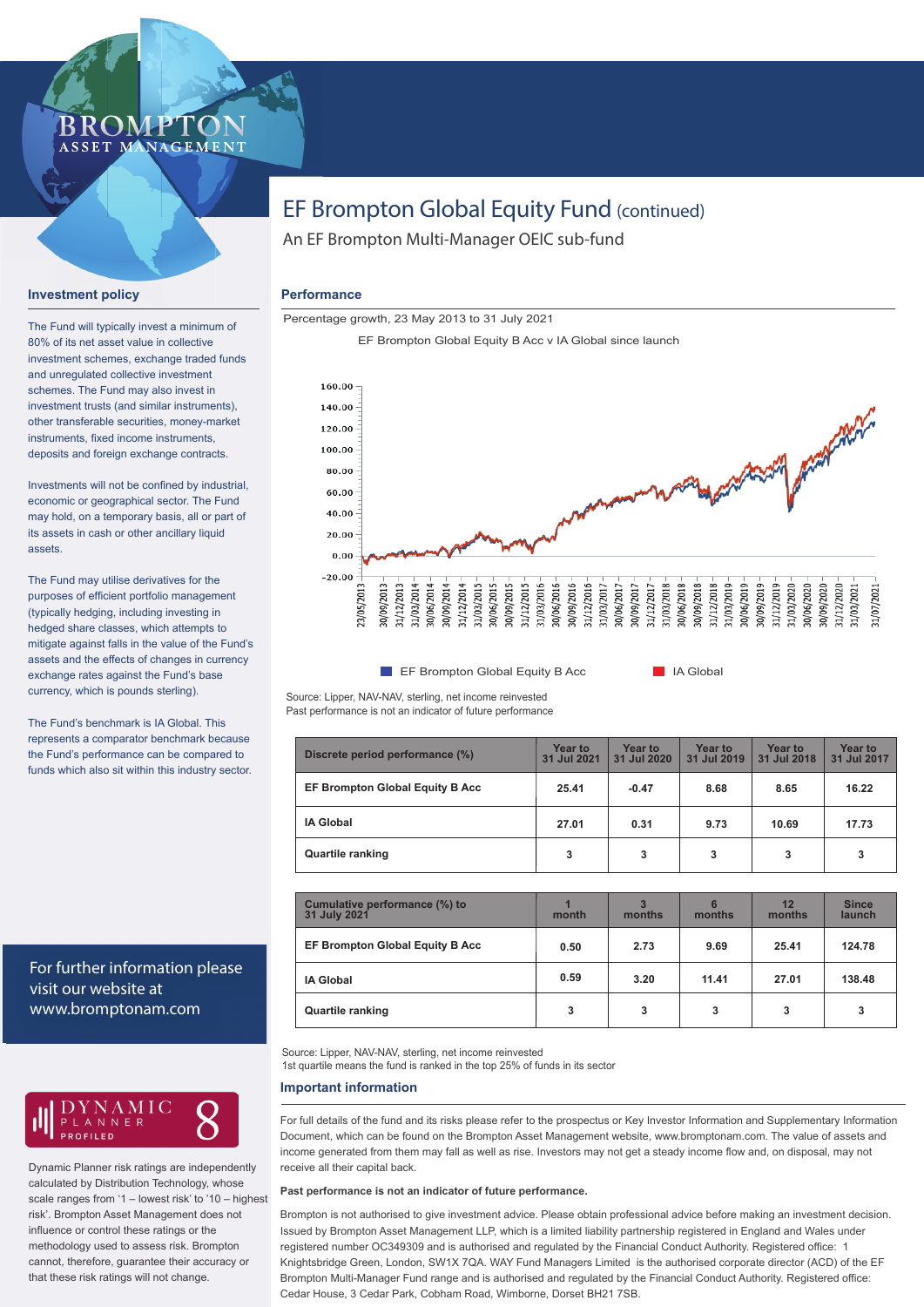BROMPTON
ASSET MANAGEMENT

# EF Brompton Global Equity Fund (continued)

An EF Brompton Multi-Manager OEIC sub-fund

## Investment policy

The Fund will typically invest a minimum of 80% of its net asset value in collective investment schemes, exchange traded funds and unregulated collective investment schemes. The Fund may also invest in investment trusts (and similar instruments), other transferable securities, money-market instruments, fixed income instruments, deposits and foreign exchange contracts.

Investments will not be confined by industrial, economic or geographical sector. The Fund may hold, on a temporary basis, all or part of its assets in cash or other ancillary liquid assets.

The Fund may utilise derivatives for the purposes of efficient portfolio management (typically hedging, including investing in hedged share classes, which attempts to mitigate against falls in the value of the Fund's assets and the effects of changes in currency exchange rates against the Fund's base currency, which is pounds sterling).

The Fund's benchmark is IA Global. This represents a comparator benchmark because the Fund's performance can be compared to funds which also sit within this industry sector.

For further information please visit our website at www.bromptonam.com

DYNAMIC PLANNER PROFILED 8

Dynamic Planner risk ratings are independently calculated by Distribution Technology, whose scale ranges from '1 – lowest risk' to '10 – highest risk'. Brompton Asset Management does not influence or control these ratings or the methodology used to assess risk. Brompton cannot, therefore, guarantee their accuracy or that these risk ratings will not change.

## Performance

Percentage growth, 23 May 2013 to 31 July 2021

EF Brompton Global Equity B Acc v IA Global since launch

160.00
140.00
120.00
100.00
80.00
60.00
40.00
20.00
0.00
-20.00

23/05/2013, 30/09/2013, 31/12/2013, 31/03/2014, 30/06/2014, 30/09/2014, 31/12/2014, 31/03/2015, 30/06/2015, 30/09/2015, 31/12/2015, 31/03/2016, 30/06/2016, 30/09/2016, 31/12/2016, 31/03/2017, 30/06/2017, 30/09/2017, 31/12/2017, 31/03/2018, 30/06/2018, 30/09/2018, 31/12/2018, 31/03/2019, 30/06/2019, 30/09/2019, 31/12/2019, 31/03/2020, 30/06/2020, 30/09/2020, 31/12/2020, 31/03/2021, 31/07/2021

EF Brompton Global Equity B Acc
IA Global

Source: Lipper, NAV-NAV, sterling, net income reinvested
Past performance is not an indicator of future performance

| Discrete period performance (%) | Year to 31 Jul 2021 | Year to 31 Jul 2020 | Year to 31 Jul 2019 | Year to 31 Jul 2018 | Year to 31 Jul 2017 |
|---|---|---|---|---|---|
| **EF Brompton Global Equity B Acc** | 25.41 | -0.47 | 8.68 | 8.65 | 16.22 |
| **IA Global** | 27.01 | 0.31 | 9.73 | 10.69 | 17.73 |
| **Quartile ranking** | 3 | 3 | 3 | 3 | 3 |

| Cumulative performance (%) to 31 July 2021 | 1 month | 3 months | 6 months | 12 months | Since launch |
|---|---|---|---|---|---|
| **EF Brompton Global Equity B Acc** | 0.50 | 2.73 | 9.69 | 25.41 | 124.78 |
| **IA Global** | 0.59 | 3.20 | 11.41 | 27.01 | 138.48 |
| **Quartile ranking** | 3 | 3 | 3 | 3 | 3 |

Source: Lipper, NAV-NAV, sterling, net income reinvested
1st quartile means the fund is ranked in the top 25% of funds in its sector

## Important information

For full details of the fund and its risks please refer to the prospectus or Key Investor Information and Supplementary Information Document, which can be found on the Brompton Asset Management website, www.bromptonam.com. The value of assets and income generated from them may fall as well as rise. Investors may not get a steady income flow and, on disposal, may not receive all their capital back.

**Past performance is not an indicator of future performance.**

Brompton is not authorised to give investment advice. Please obtain professional advice before making an investment decision. Issued by Brompton Asset Management LLP, which is a limited liability partnership registered in England and Wales under registered number OC349309 and is authorised and regulated by the Financial Conduct Authority. Registered office: 1 Knightsbridge Green, London, SW1X 7QA. WAY Fund Managers Limited is the authorised corporate director (ACD) of the EF Brompton Multi-Manager Fund range and is authorised and regulated by the Financial Conduct Authority. Registered office: Cedar House, 3 Cedar Park, Cobham Road, Wimborne, Dorset BH21 7SB.